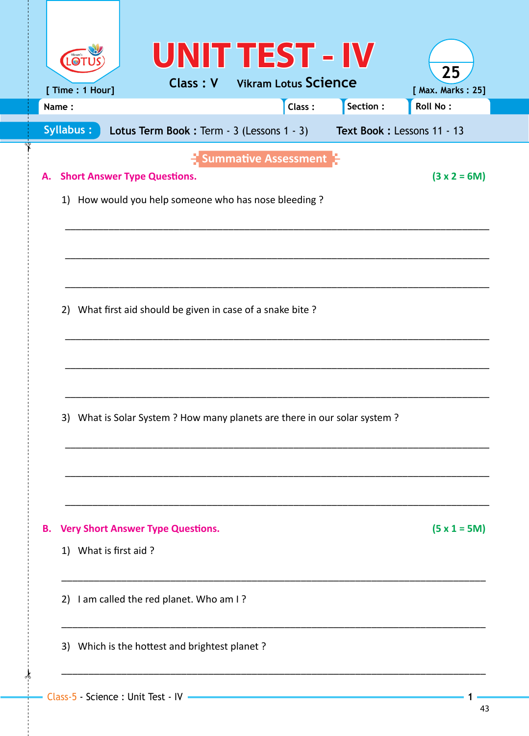# UNIT TEST - IV

**Class : V** **Vikram Lotus Science**

[ Time : 1 Hour] [ Max. Marks : 25]

Name : Class : Section : Roll No :

**Syllabus :** **Lotus Term Book :** Term - 3 (Lessons 1 - 3) **Text Book :** Lessons 11 - 13

## Summative Assessment

### A. Short Answer Type Questions. (3 x 2 = 6M)

1) How would you help someone who has nose bleeding ?

_______________________________________________

_______________________________________________

_______________________________________________

2) What first aid should be given in case of a snake bite ?

_______________________________________________

_______________________________________________

_______________________________________________

3) What is Solar System ? How many planets are there in our solar system ?

_______________________________________________

_______________________________________________

_______________________________________________

### B. Very Short Answer Type Questions. (5 x 1 = 5M)

1) What is first aid ?

_______________________________________________

2) I am called the red planet. Who am I ?

_______________________________________________

3) Which is the hottest and brightest planet ?

_______________________________________________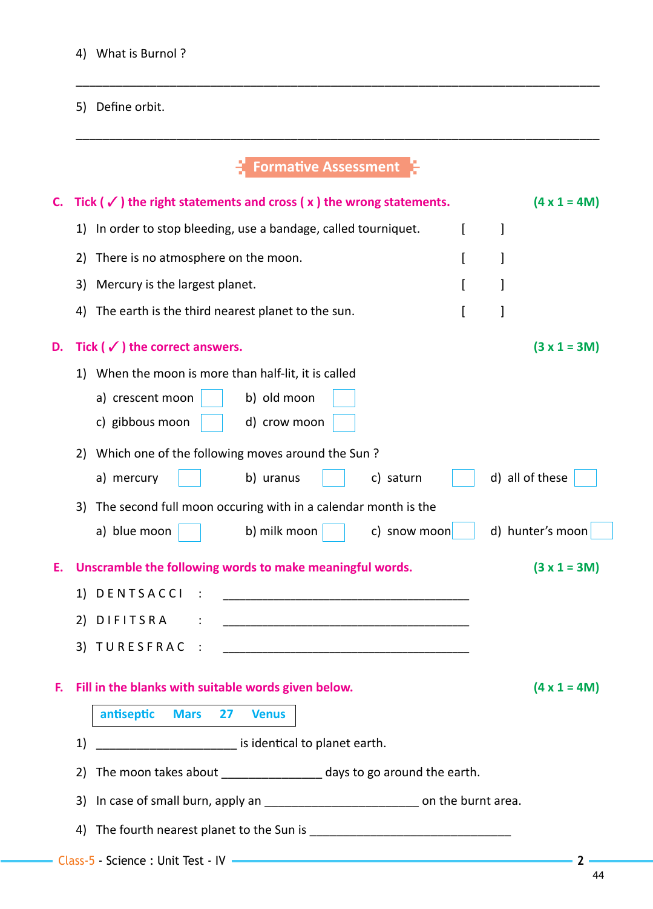4) What is Burnol ?

______________________________________________________________________

5) Define orbit.

______________________________________________________________________

## Formative Assessment

**C. Tick ( ✓ ) the right statements and cross ( x ) the wrong statements.** **(4 x 1 = 4M)**

1) In order to stop bleeding, use a bandage, called tourniquet. [ ]
2) There is no atmosphere on the moon. [ ]
3) Mercury is the largest planet. [ ]
4) The earth is the third nearest planet to the sun. [ ]

**D. Tick ( ✓ ) the correct answers.** **(3 x 1 = 3M)**

1) When the moon is more than half-lit, it is called
   a) crescent moon ☐ b) old moon ☐
   c) gibbous moon ☐ d) crow moon ☐

2) Which one of the following moves around the Sun ?
   a) mercury ☐ b) uranus ☐ c) saturn ☐ d) all of these ☐

3) The second full moon occuring with in a calendar month is the
   a) blue moon ☐ b) milk moon ☐ c) snow moon ☐ d) hunter's moon ☐

**E. Unscramble the following words to make meaningful words.** **(3 x 1 = 3M)**

1) D E N T S A C C I : ________________________________
2) D I F I T S R A : ________________________________
3) T U R E S F R A C : ________________________________

**F. Fill in the blanks with suitable words given below.** **(4 x 1 = 4M)**

| antiseptic | Mars | 27 | Venus |
|---|---|---|---|

1) ____________________ is identical to planet earth.
2) The moon takes about ______________ days to go around the earth.
3) In case of small burn, apply an ______________________ on the burnt area.
4) The fourth nearest planet to the Sun is ____________________________